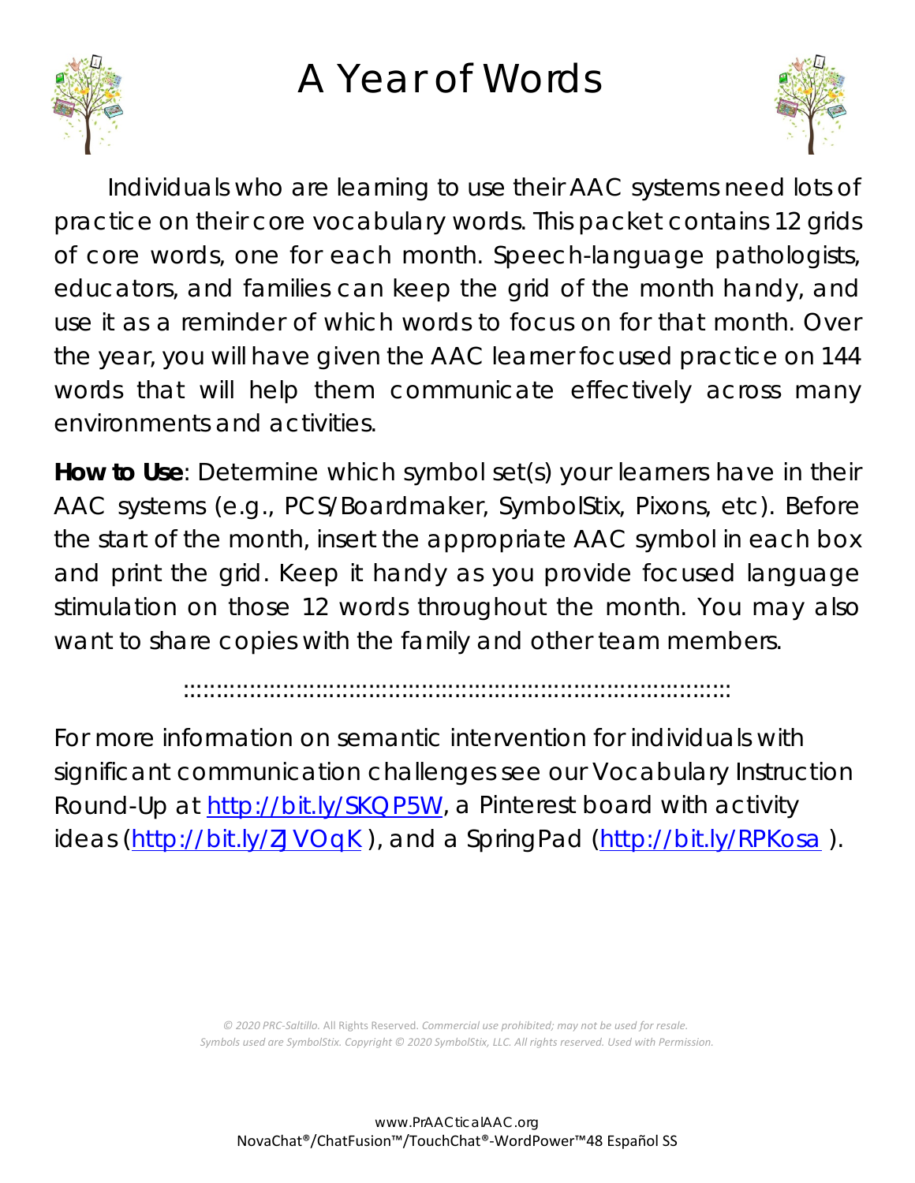# A Year of Words

Individuals who are learning to use their AAC systems need lots of practice on their core vocabulary words. This packet contains 12 grids of core words, one for each month. Speech-language pathologists, educators, and families can keep the grid of the month handy, and use it as a reminder of which words to focus on for that month. Over the year, you will have given the AAC learner focused practice on 144 words that will help them communicate effectively across many environments and activities.

**How to Use**: Determine which symbol set(s) your learners have in their AAC systems (e.g., PCS/Boardmaker, SymbolStix, Pixons, etc). Before the start of the month, insert the appropriate AAC symbol in each box and print the grid. Keep it handy as you provide focused language stimulation on those 12 words throughout the month. You may also want to share copies with the family and other team members.

::::::::::::::::::::::::::::::::::::::::::::::::::::::::::::::::::::::::::::::::::::

For more information on semantic intervention for individuals with significant communication challenges see our Vocabulary Instruction Round-Up at http://bit.ly/SKQP5W, a Pinterest board with activity ideas (http://bit.ly/ZJVOqK ), and a SpringPad (http://bit.ly/RPKosa ).

*© 2020 PRC-Saltillo.* All Rights Reserved. *Commercial use prohibited; may not be used for resale.*
*Symbols used are SymbolStix. Copyright © 2020 SymbolStix, LLC. All rights reserved. Used with Permission.*

www.PrAACticalAAC.org
NovaChat®/ChatFusion™/TouchChat®-WordPower™48 Español SS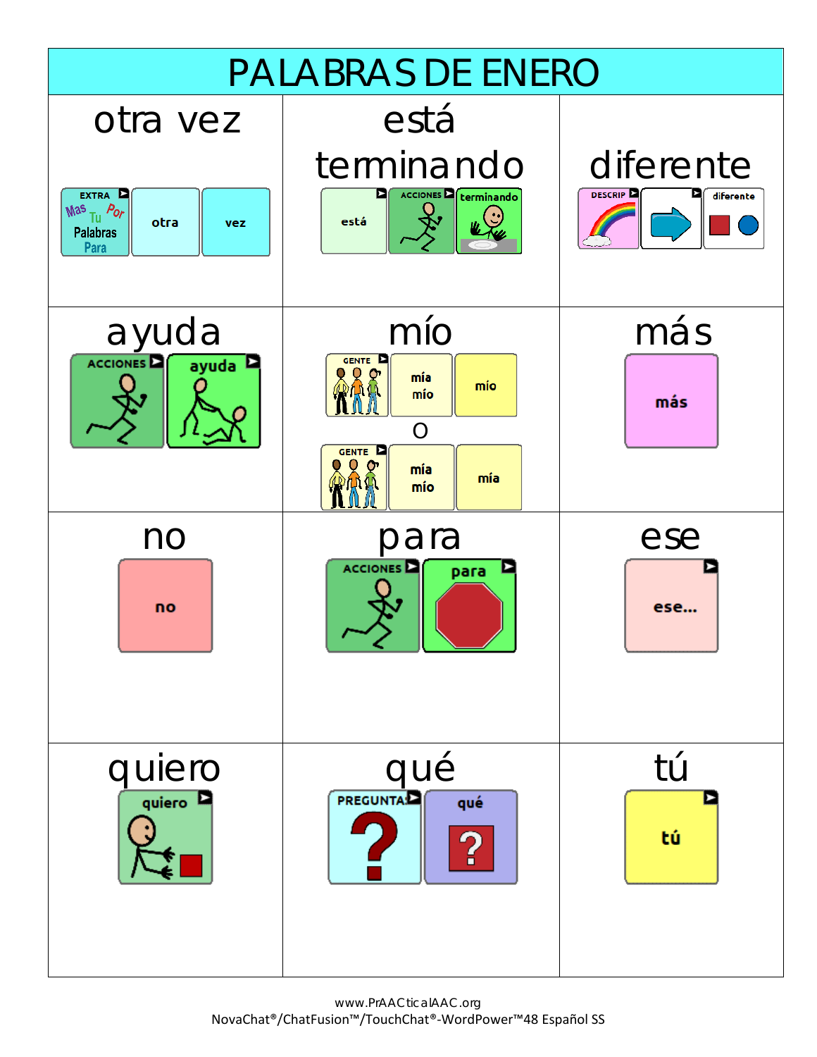# PALABRAS DE ENERO

| otra vez | está terminando | diferente |
|---|---|---|
| EXTRA (Mas, Tu, Por, Palabras, Para) → otra → vez | está → ACCIONES → terminando | DESCRIP → (arrow) → diferente |
| **ayuda** | **mío** | **más** |
| ACCIONES → ayuda | GENTE → mía mío → mío<br>o<br>GENTE → mía mío → mía | más |
| **no** | **para** | **ese** |
| no | ACCIONES → para | ese... |
| **quiero** | **qué** | **tú** |
| quiero | PREGUNTAS → qué | tú |

www.PrAACticalAAC.org
NovaChat®/ChatFusion™/TouchChat®-WordPower™48 Español SS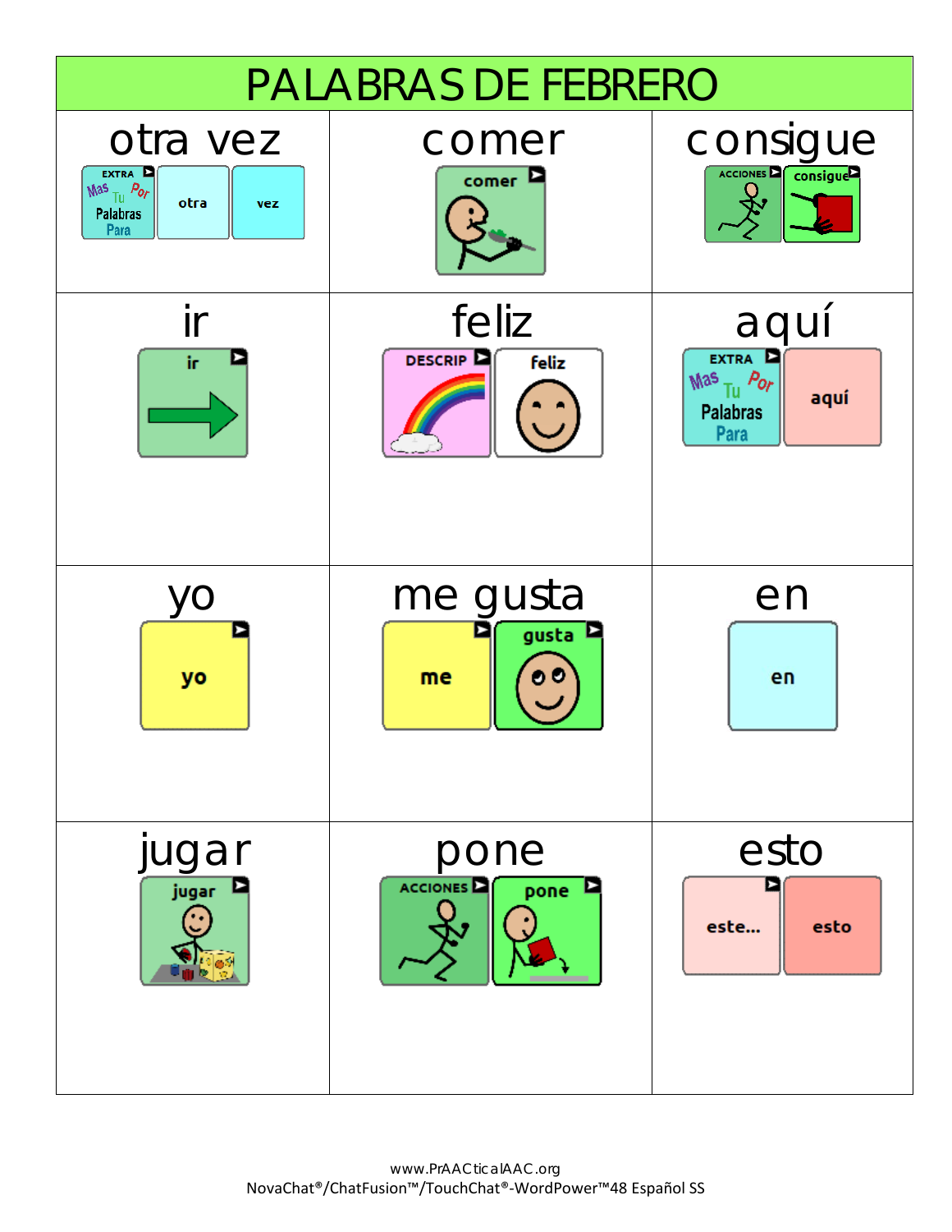# PALABRAS DE FEBRERO

| otra vez | comer | consigue |
|---|---|---|
| EXTRA Mas Tu Por Palabras Para / otra / vez | comer | ACCIONES / consigue |
| **ir** | **feliz** | **aquí** |
| ir | DESCRIP / feliz | EXTRA Mas Tu Por Palabras Para / aquí |
| **yo** | **me gusta** | **en** |
| yo | me / gusta | en |
| **jugar** | **pone** | **esto** |
| jugar | ACCIONES / pone | este... / esto |

www.PrAACticalAAC.org
NovaChat®/ChatFusion™/TouchChat®-WordPower™48 Español SS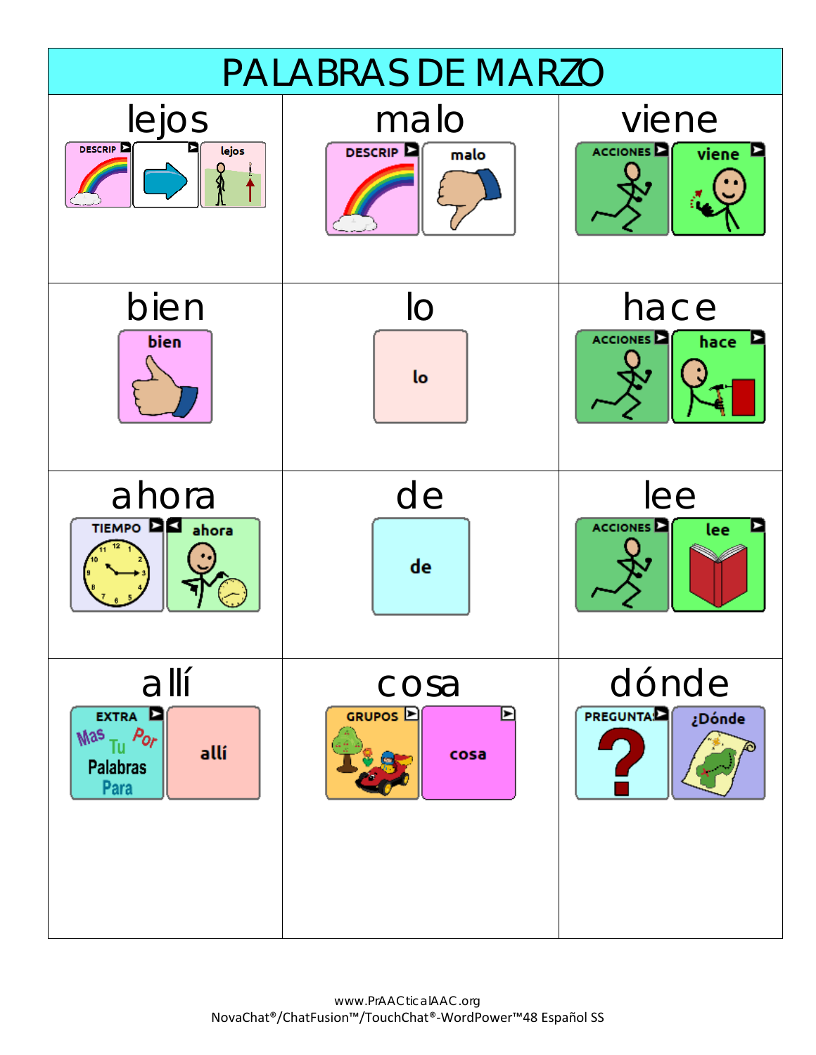# PALABRAS DE MARZO

| lejos | malo | viene |
|---|---|---|
| DESCRIP → lejos | DESCRIP → malo | ACCIONES → viene |
| **bien** | **lo** | **hace** |
| bien | lo | ACCIONES → hace |
| **ahora** | **de** | **lee** |
| TIEMPO → ahora | de | ACCIONES → lee |
| **allí** | **cosa** | **dónde** |
| EXTRA → allí | GRUPOS → cosa | PREGUNTAS → ¿Dónde |

www.PrAACticalAAC.org
NovaChat®/ChatFusion™/TouchChat®-WordPower™48 Español SS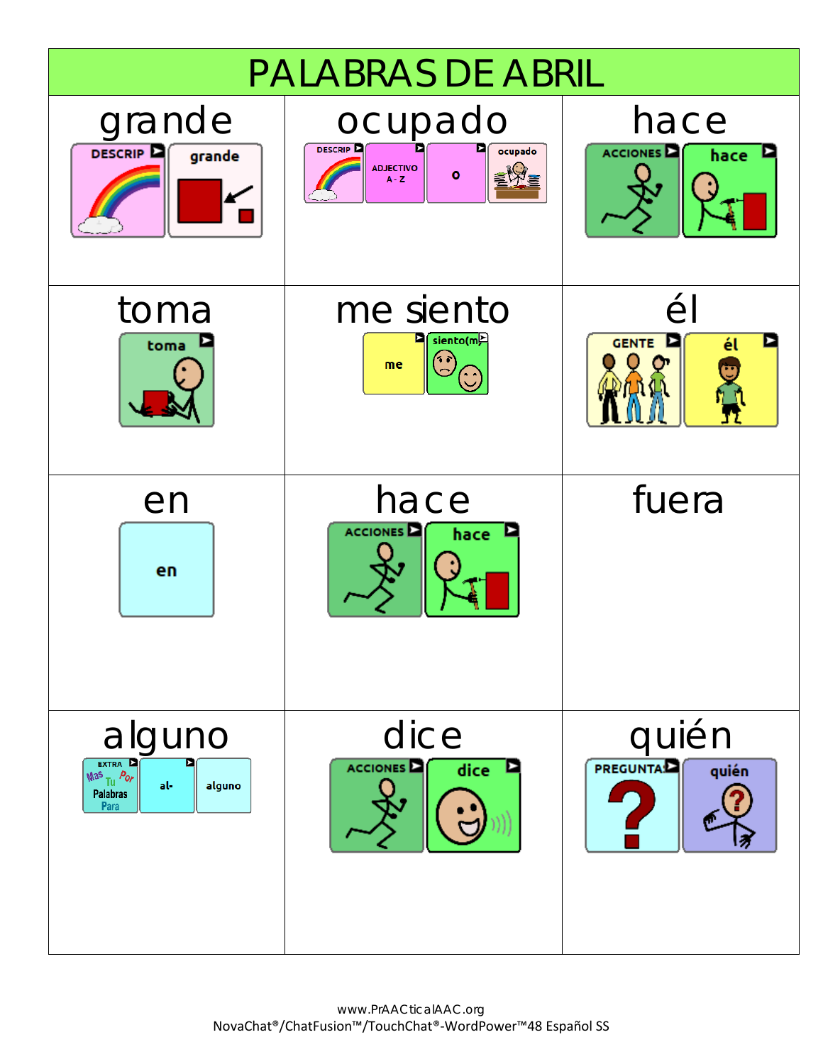# PALABRAS DE ABRIL

| grande | ocupado | hace |
|---|---|---|
| DESCRIP → grande | DESCRIP → ADJECTIVO A - Z → o → ocupado | ACCIONES → hace |
| **toma** | **me siento** | **él** |
| toma | me → siento(m) | GENTE → él |
| **en** | **hace** | **fuera** |
| en | ACCIONES → hace | |
| **alguno** | **dice** | **quién** |
| EXTRA Mas Tu Por Palabras Para → al- → alguno | ACCIONES → dice | PREGUNTAS → quién |

www.PrAACticalAAC.org
NovaChat®/ChatFusion™/TouchChat®-WordPower™48 Español SS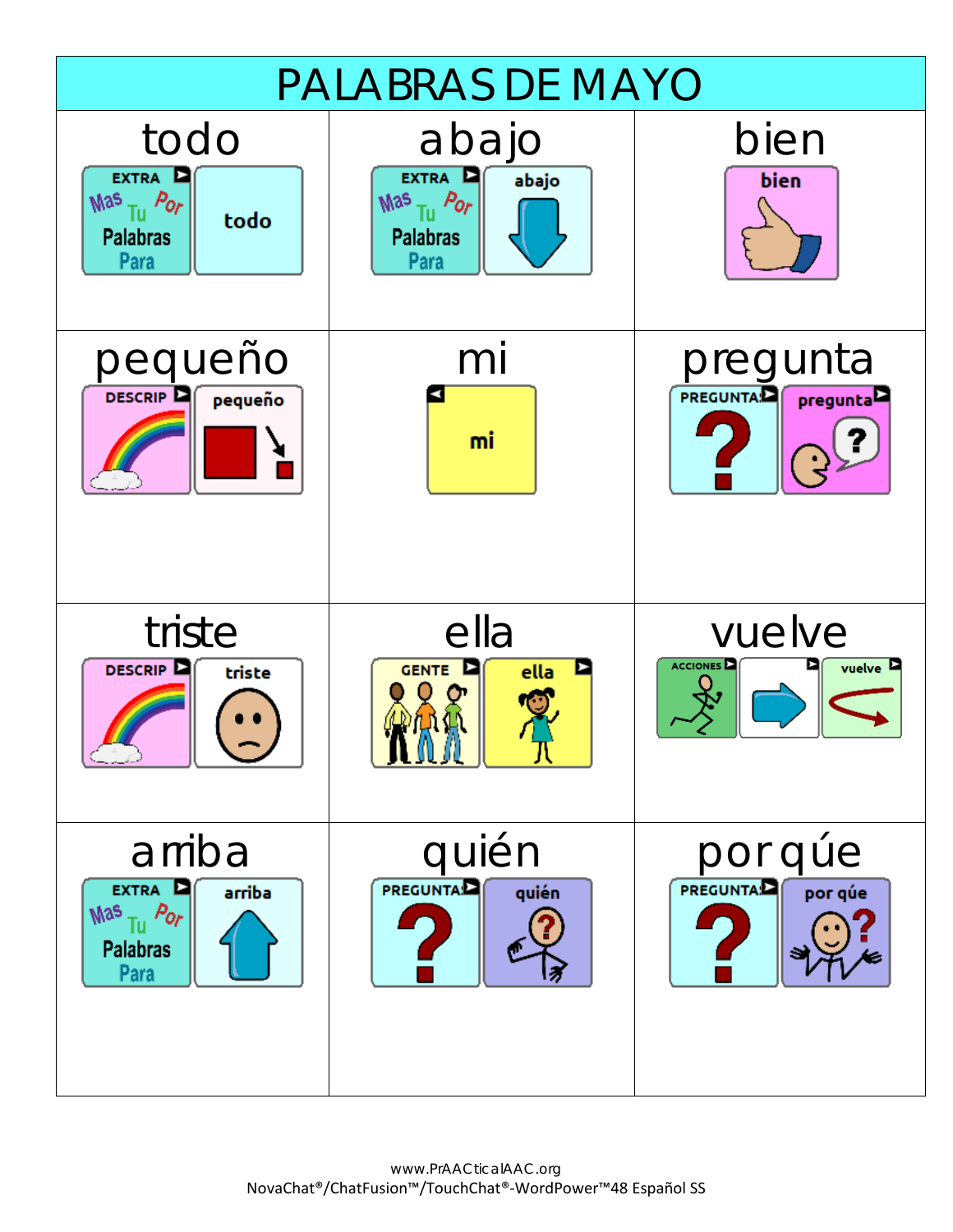# PALABRAS DE MAYO

| todo | abajo | bien |
|---|---|---|
| EXTRA Mas Tu Por Palabras Para / todo | EXTRA Mas Tu Por Palabras Para / abajo | bien |
| **pequeño** | **mi** | **pregunta** |
| DESCRIP / pequeño | mi | PREGUNTA / pregunta |
| **triste** | **ella** | **vuelve** |
| DESCRIP / triste | GENTE / ella | ACCIONES / vuelve |
| **arriba** | **quién** | **por qúe** |
| EXTRA Mas Tu Por Palabras Para / arriba | PREGUNTA / quién | PREGUNTA / por qúe |

www.PrAACticalAAC.org
NovaChat®/ChatFusion™/TouchChat®-WordPower™48 Español SS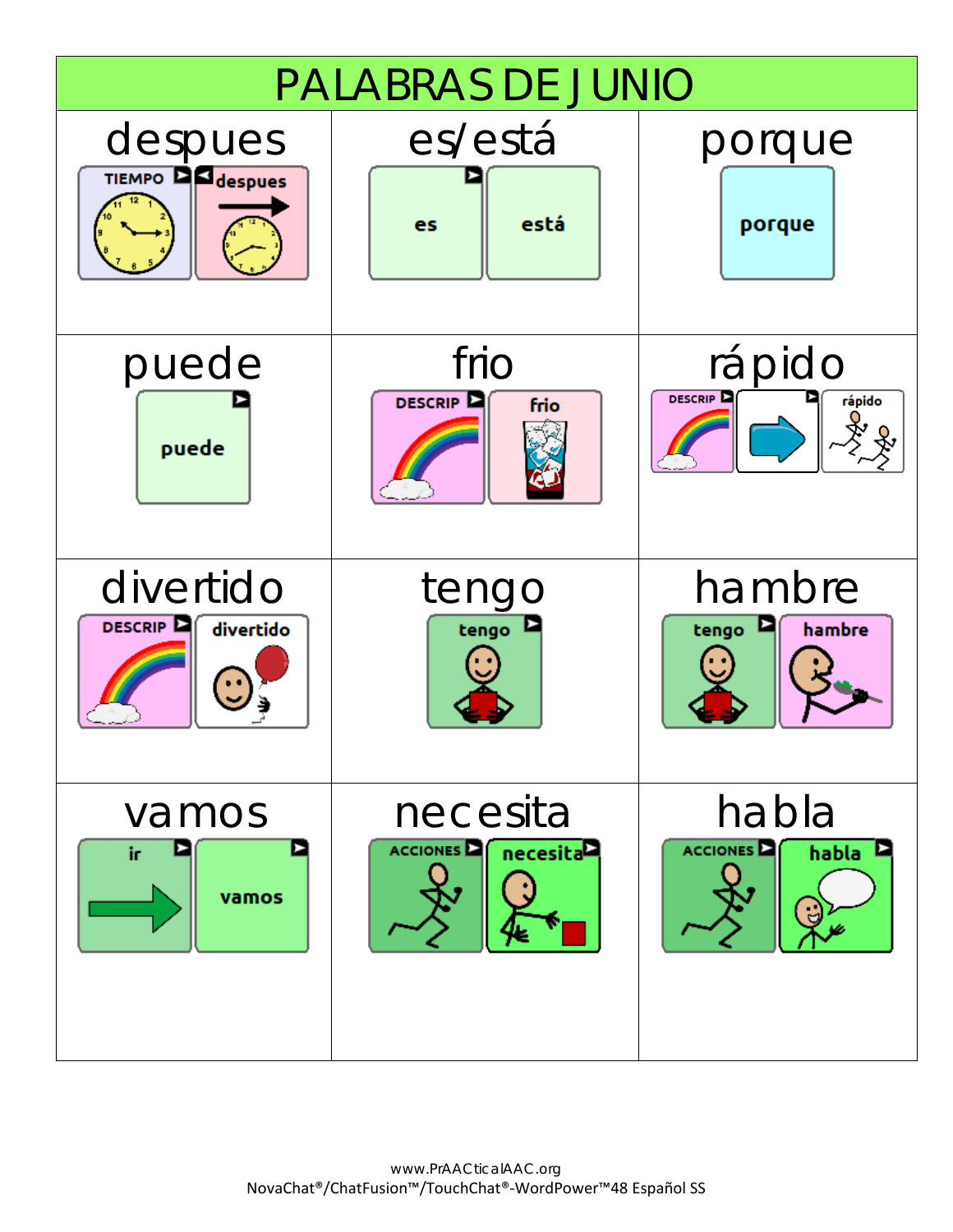# PALABRAS DE JUNIO

| | | |
|---|---|---|
| **despues**<br>TIEMPO → despues | **es/está**<br>es, está | **porque**<br>porque |
| **puede**<br>puede | **frio**<br>DESCRIP → frio | **rápido**<br>DESCRIP → → rápido |
| **divertido**<br>DESCRIP → divertido | **tengo**<br>tengo | **hambre**<br>tengo → hambre |
| **vamos**<br>ir → vamos | **necesita**<br>ACCIONES → necesita | **habla**<br>ACCIONES → habla |

www.PrAACticalAAC.org
NovaChat®/ChatFusion™/TouchChat®-WordPower™48 Español SS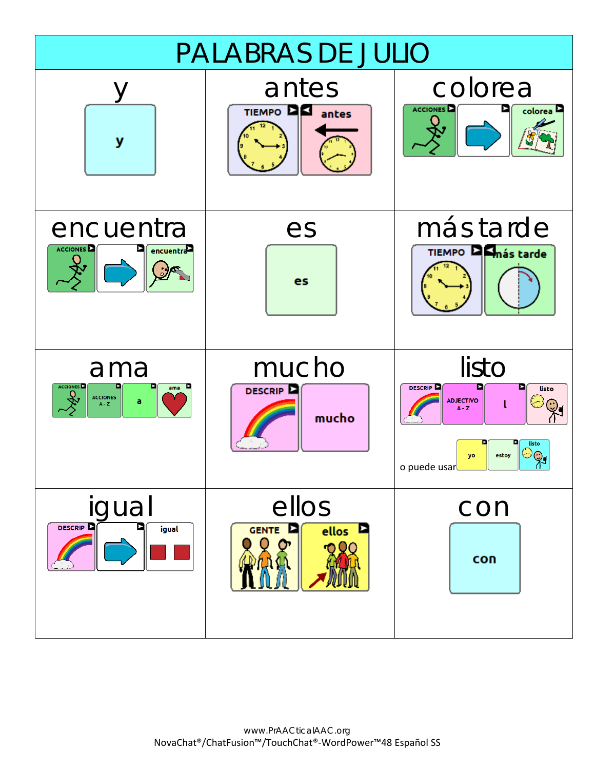# PALABRAS DE JULIO

| y | antes | colorea |
|---|---|---|
| y | TIEMPO, antes | ACCIONES, colorea |
| **encuentra** | **es** | **más tarde** |
| ACCIONES, encuentra | es | TIEMPO, más tarde |
| **ama** | **mucho** | **listo** |
| ACCIONES, ACCIONES A-Z, a, ama | DESCRIP, mucho | DESCRIP, ADJECTIVO A-Z, l, listo<br>o puede usar yo, estoy, listo |
| **igual** | **ellos** | **con** |
| DESCRIP, igual | GENTE, ellos | con |

www.PrAACticalAAC.org
NovaChat®/ChatFusion™/TouchChat®-WordPower™48 Español SS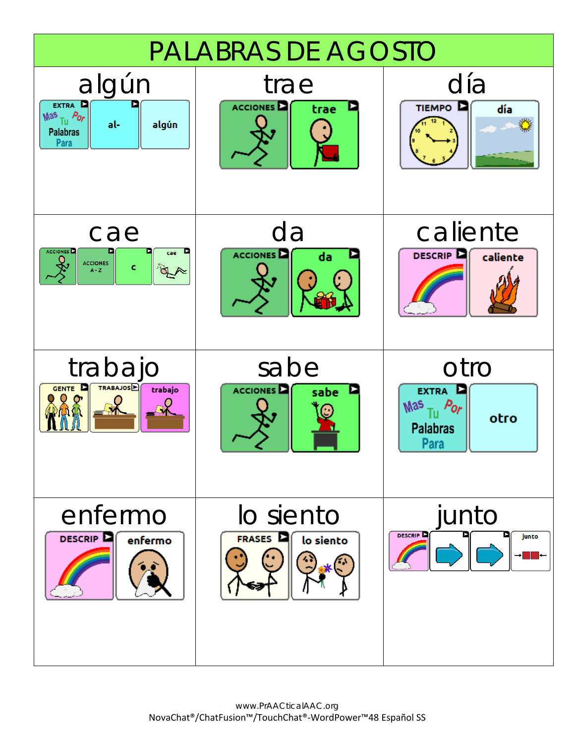# PALABRAS DE AGOSTO

| algún | trae | día |
|---|---|---|
| EXTRA Mas Tu Por Palabras Para → al- → algún | ACCIONES → trae | TIEMPO → día |

| cae | da | caliente |
|---|---|---|
| ACCIONES → ACCIONES A-Z → c → cae | ACCIONES → da | DESCRIP → caliente |

| trabajo | sabe | otro |
|---|---|---|
| GENTE → TRABAJOS → trabajo | ACCIONES → sabe | EXTRA Mas Tu Por Palabras Para → otro |

| enfermo | lo siento | junto |
|---|---|---|
| DESCRIP → enfermo | FRASES → lo siento | DESCRIP → → → junto |

www.PrAACticalAAC.org
NovaChat®/ChatFusion™/TouchChat®-WordPower™48 Español SS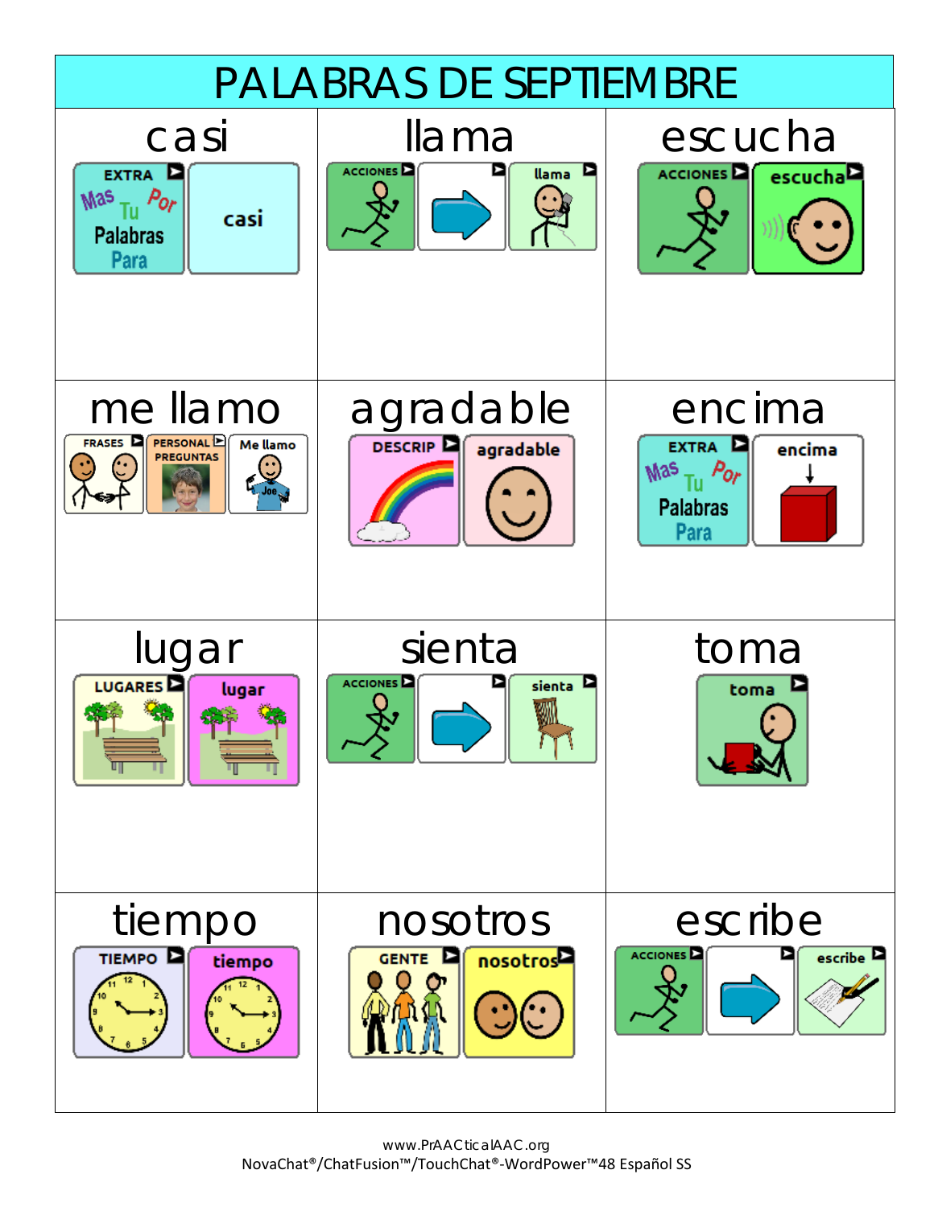# PALABRAS DE SEPTIEMBRE

| casi | llama | escucha |
|---|---|---|
| EXTRA (Mas Tu Por Palabras Para) → casi | ACCIONES → llama | ACCIONES → escucha |
| **me llamo** | **agradable** | **encima** |
| FRASES → PERSONAL PREGUNTAS → Me llamo (Joe) | DESCRIP → agradable | EXTRA (Mas Tu Por Palabras Para) → encima |
| **lugar** | **sienta** | **toma** |
| LUGARES → lugar | ACCIONES → sienta | toma |
| **tiempo** | **nosotros** | **escribe** |
| TIEMPO → tiempo | GENTE → nosotros | ACCIONES → escribe |

www.PrAACticalAAC.org
NovaChat®/ChatFusion™/TouchChat®-WordPower™48 Español SS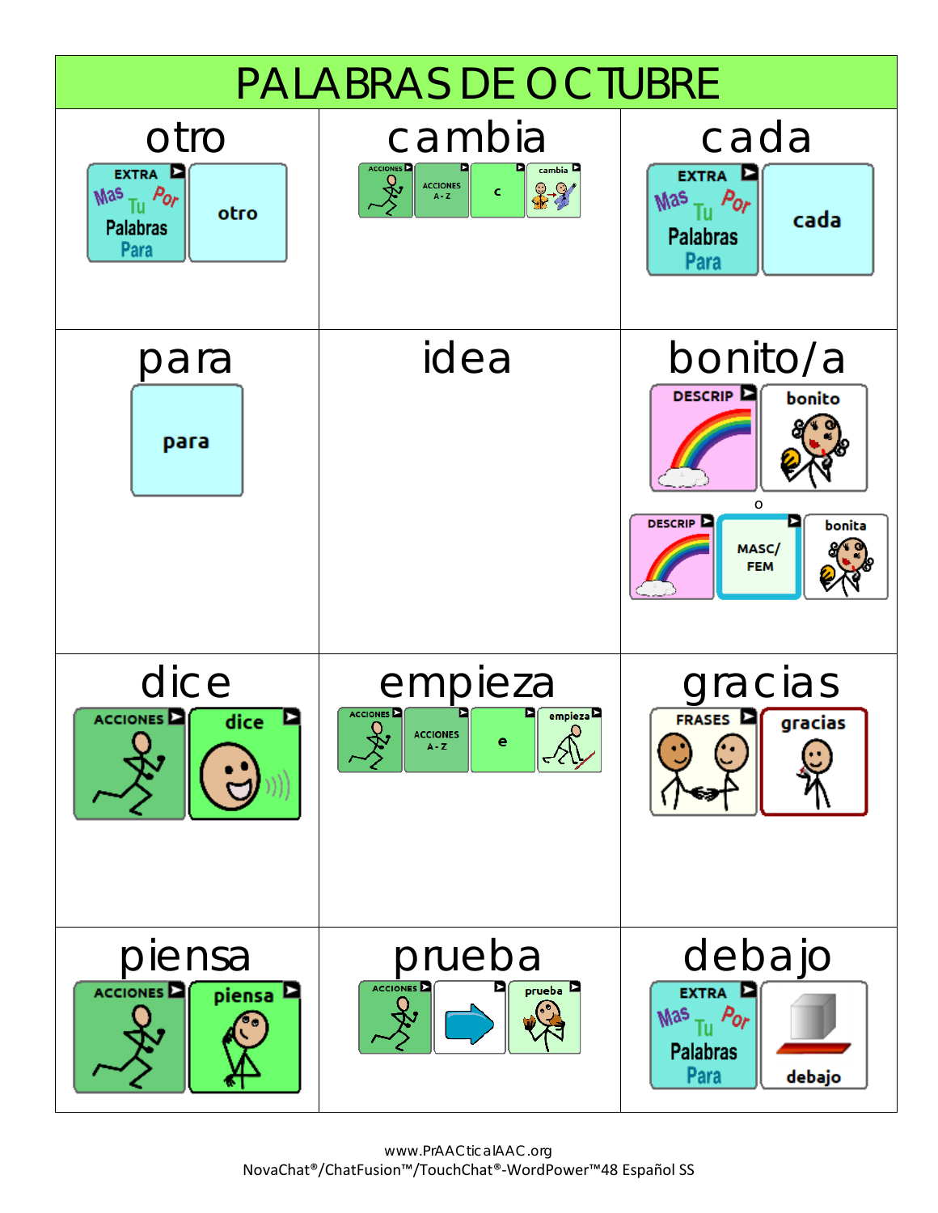# PALABRAS DE OCTUBRE

| otro | cambia | cada |
| --- | --- | --- |
| EXTRA Mas Tu Por Palabras Para → otro | ACCIONES → ACCIONES A - Z → c → cambia | EXTRA Mas Tu Por Palabras Para → cada |
| **para** | **idea** | **bonito/a** |
| para | | DESCRIP → bonito o DESCRIP → MASC/ FEM → bonita |
| **dice** | **empieza** | **gracias** |
| ACCIONES → dice | ACCIONES → ACCIONES A - Z → e → empieza | FRASES → gracias |
| **piensa** | **prueba** | **debajo** |
| ACCIONES → piensa | ACCIONES → → prueba | EXTRA Mas Tu Por Palabras Para → debajo |

www.PrAACticalAAC.org
NovaChat®/ChatFusion™/TouchChat®-WordPower™48 Español SS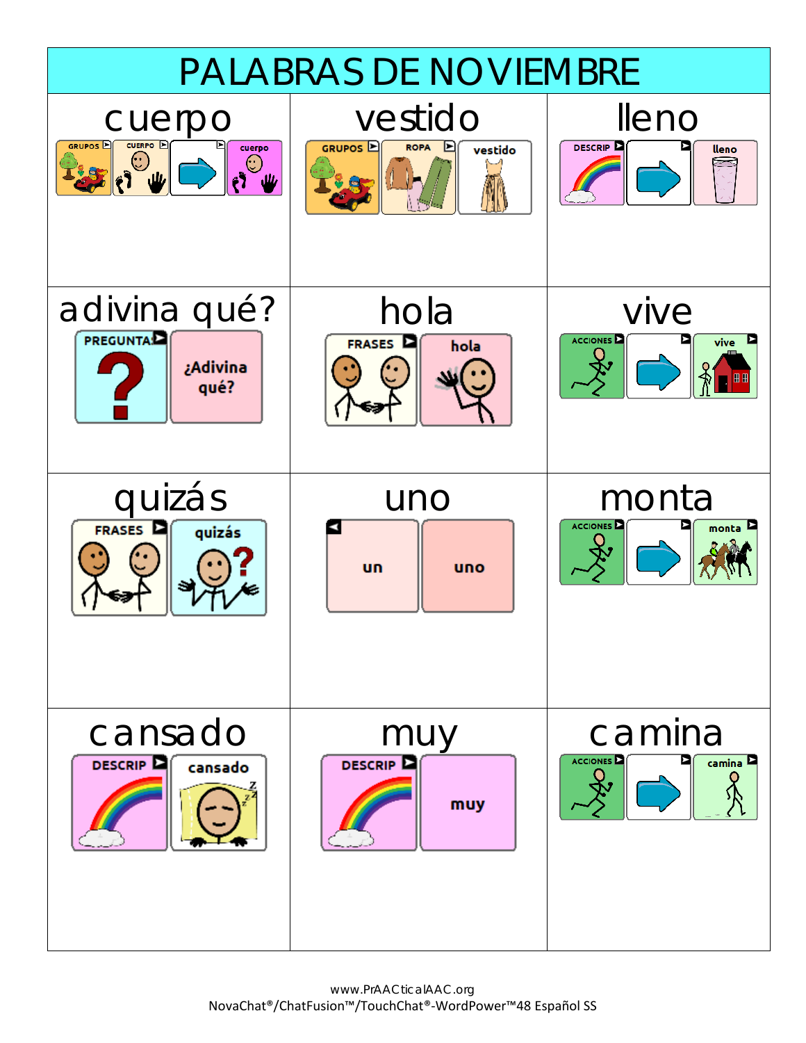# PALABRAS DE NOVIEMBRE

| cuerpo | vestido | lleno |
| --- | --- | --- |
| GRUPOS → CUERPO → → cuerpo | GRUPOS → ROPA → vestido | DESCRIP → → lleno |
| **adivina qué?** | **hola** | **vive** |
| PREGUNTAS → ¿Adivina qué? | FRASES → hola | ACCIONES → → vive |
| **quizás** | **uno** | **monta** |
| FRASES → quizás | un → uno | ACCIONES → → monta |
| **cansado** | **muy** | **camina** |
| DESCRIP → cansado | DESCRIP → muy | ACCIONES → → camina |

www.PrAACticalAAC.org
NovaChat®/ChatFusion™/TouchChat®-WordPower™48 Español SS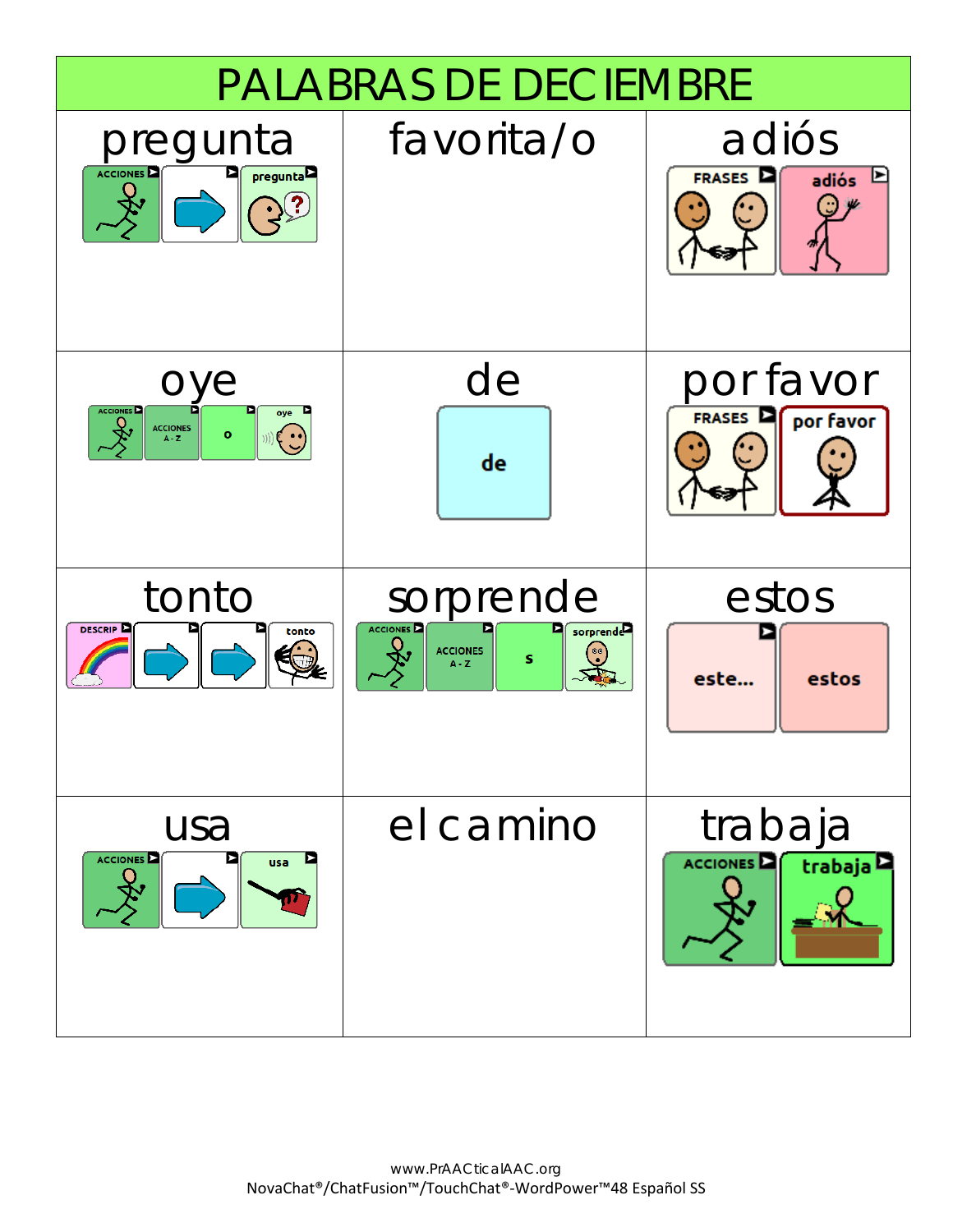# PALABRAS DE DECIEMBRE

| | | |
|---|---|---|
| pregunta<br>ACCIONES → pregunta | favorita/o | adiós<br>FRASES → adiós |
| oye<br>ACCIONES → ACCIONES A - Z → o → oye | de<br>de | por favor<br>FRASES → por favor |
| tonto<br>DESCRIP → → → tonto | sorprende<br>ACCIONES → ACCIONES A - Z → s → sorprende | estos<br>este... → estos |
| usa<br>ACCIONES → usa | el camino | trabaja<br>ACCIONES → trabaja |

www.PrAACticalAAC.org
NovaChat®/ChatFusion™/TouchChat®-WordPower™48 Español SS